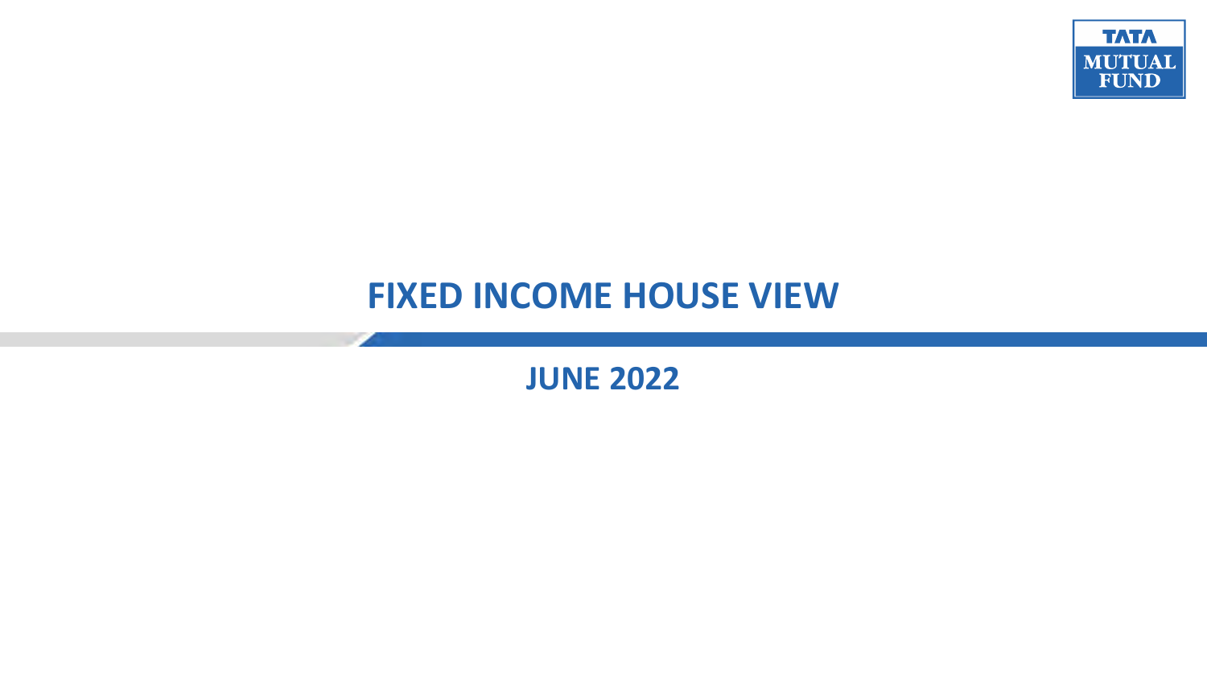TATA MUTUAL FUND

# FIXED INCOME HOUSE VIEW

## JUNE 2022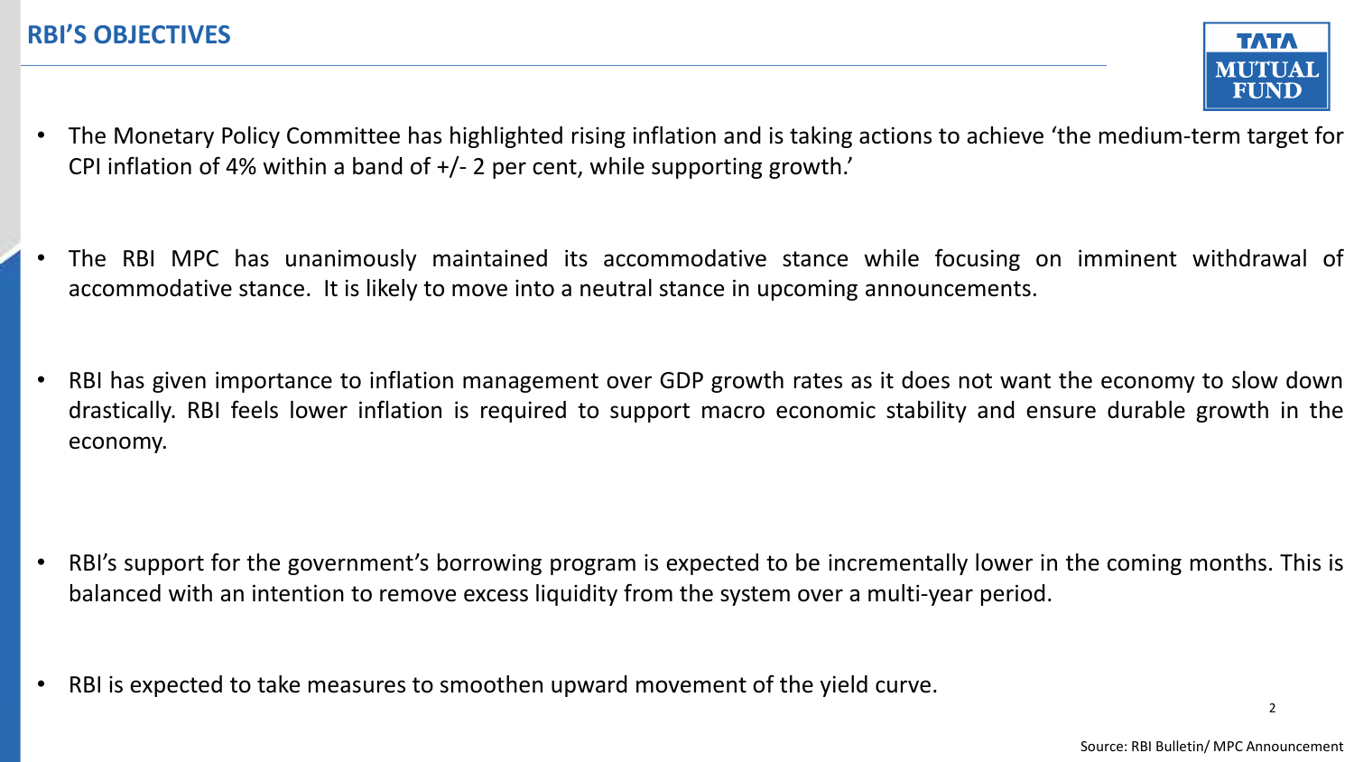## RBI'S OBJECTIVES

- The Monetary Policy Committee has highlighted rising inflation and is taking actions to achieve 'the medium-term target for CPI inflation of 4% within a band of +/- 2 per cent, while supporting growth.'

- The RBI MPC has unanimously maintained its accommodative stance while focusing on imminent withdrawal of accommodative stance. It is likely to move into a neutral stance in upcoming announcements.

- RBI has given importance to inflation management over GDP growth rates as it does not want the economy to slow down drastically. RBI feels lower inflation is required to support macro economic stability and ensure durable growth in the economy.

- RBI's support for the government's borrowing program is expected to be incrementally lower in the coming months. This is balanced with an intention to remove excess liquidity from the system over a multi-year period.

- RBI is expected to take measures to smoothen upward movement of the yield curve.

Source: RBI Bulletin/ MPC Announcement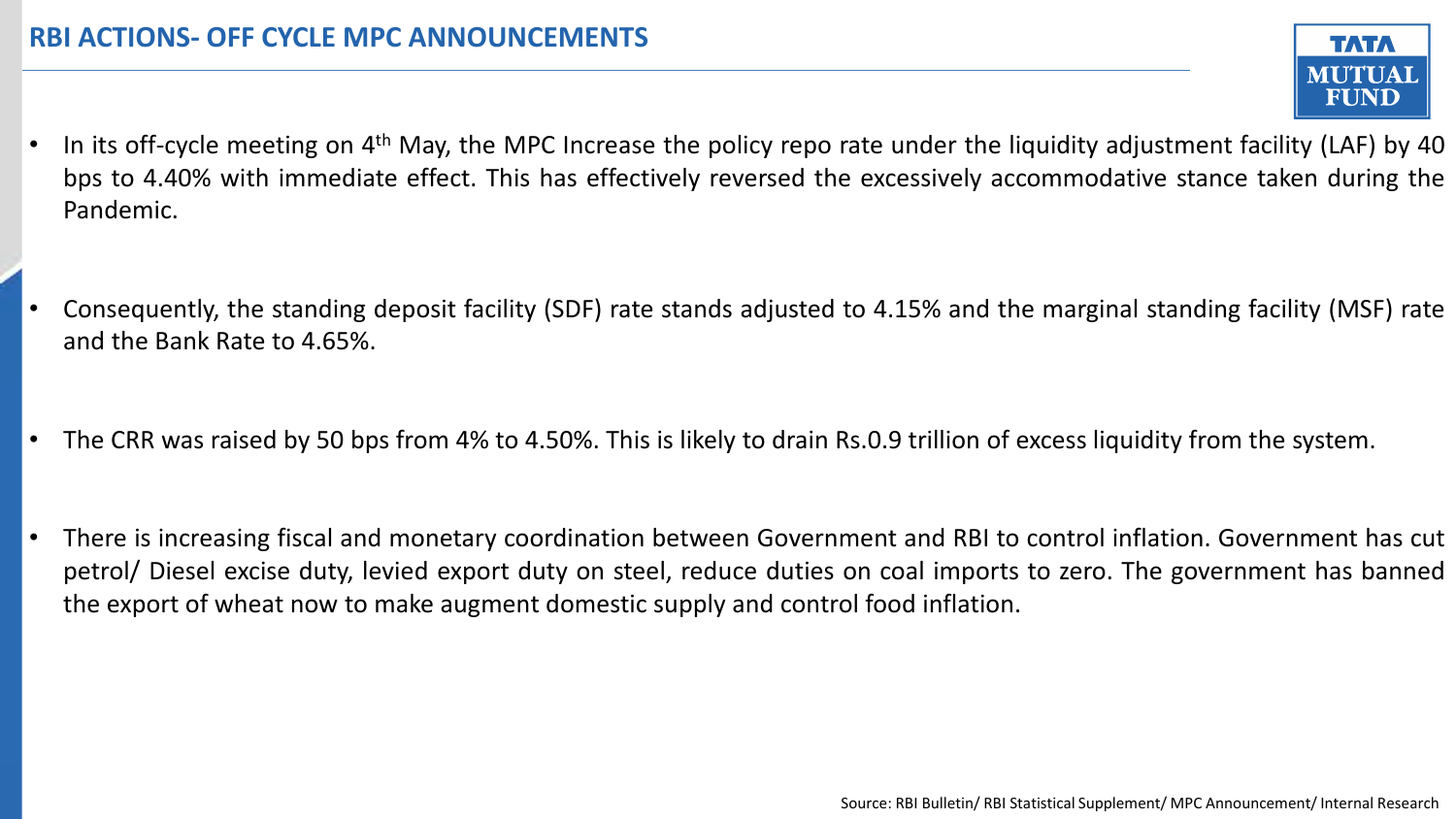# RBI ACTIONS- OFF CYCLE MPC ANNOUNCEMENTS

- In its off-cycle meeting on 4th May, the MPC Increase the policy repo rate under the liquidity adjustment facility (LAF) by 40 bps to 4.40% with immediate effect. This has effectively reversed the excessively accommodative stance taken during the Pandemic.

- Consequently, the standing deposit facility (SDF) rate stands adjusted to 4.15% and the marginal standing facility (MSF) rate and the Bank Rate to 4.65%.

- The CRR was raised by 50 bps from 4% to 4.50%. This is likely to drain Rs.0.9 trillion of excess liquidity from the system.

- There is increasing fiscal and monetary coordination between Government and RBI to control inflation. Government has cut petrol/ Diesel excise duty, levied export duty on steel, reduce duties on coal imports to zero. The government has banned the export of wheat now to make augment domestic supply and control food inflation.

Source: RBI Bulletin/ RBI Statistical Supplement/ MPC Announcement/ Internal Research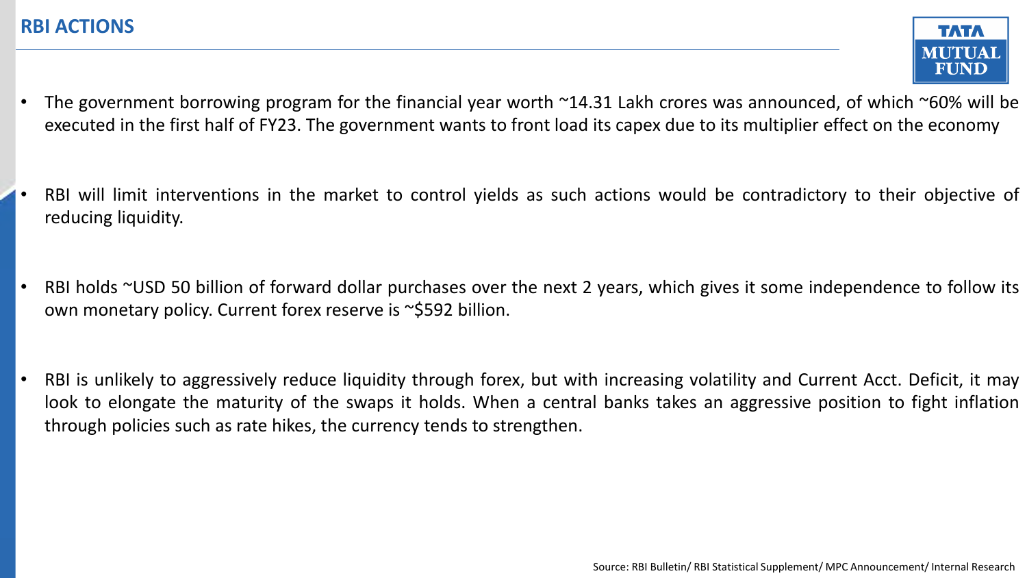# RBI ACTIONS

- The government borrowing program for the financial year worth ~14.31 Lakh crores was announced, of which ~60% will be executed in the first half of FY23. The government wants to front load its capex due to its multiplier effect on the economy

- RBI will limit interventions in the market to control yields as such actions would be contradictory to their objective of reducing liquidity.

- RBI holds ~USD 50 billion of forward dollar purchases over the next 2 years, which gives it some independence to follow its own monetary policy. Current forex reserve is ~$592 billion.

- RBI is unlikely to aggressively reduce liquidity through forex, but with increasing volatility and Current Acct. Deficit, it may look to elongate the maturity of the swaps it holds. When a central banks takes an aggressive position to fight inflation through policies such as rate hikes, the currency tends to strengthen.

Source: RBI Bulletin/ RBI Statistical Supplement/ MPC Announcement/ Internal Research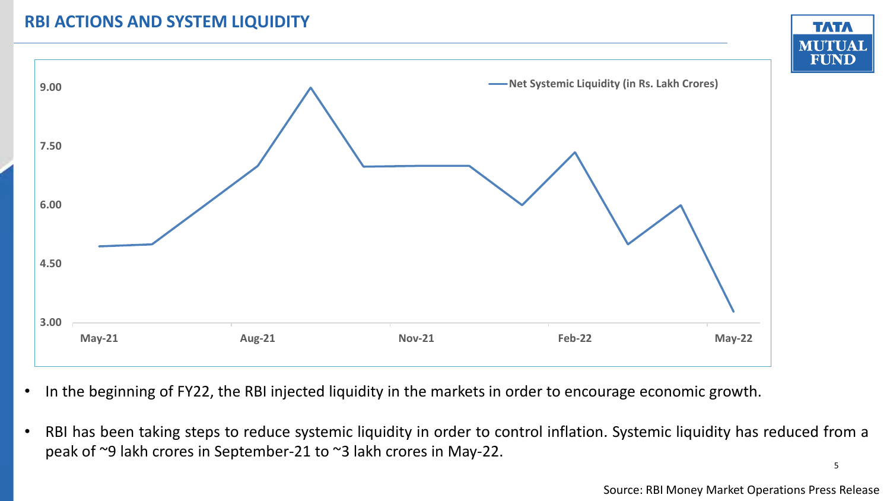# RBI ACTIONS AND SYSTEM LIQUIDITY

Net Systemic Liquidity (in Rs. Lakh Crores)

- In the beginning of FY22, the RBI injected liquidity in the markets in order to encourage economic growth.
- RBI has been taking steps to reduce systemic liquidity in order to control inflation. Systemic liquidity has reduced from a peak of ~9 lakh crores in September-21 to ~3 lakh crores in May-22.

Source: RBI Money Market Operations Press Release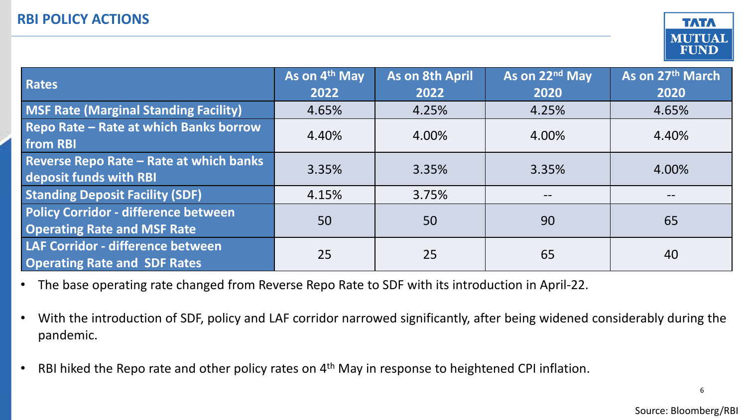## RBI POLICY ACTIONS

| Rates | As on 4th May 2022 | As on 8th April 2022 | As on 22nd May 2020 | As on 27th March 2020 |
|---|---|---|---|---|
| MSF Rate (Marginal Standing Facility) | 4.65% | 4.25% | 4.25% | 4.65% |
| Repo Rate – Rate at which Banks borrow from RBI | 4.40% | 4.00% | 4.00% | 4.40% |
| Reverse Repo Rate – Rate at which banks deposit funds with RBI | 3.35% | 3.35% | 3.35% | 4.00% |
| Standing Deposit Facility (SDF) | 4.15% | 3.75% | -- | -- |
| Policy Corridor - difference between Operating Rate and MSF Rate | 50 | 50 | 90 | 65 |
| LAF Corridor - difference between Operating Rate and SDF Rates | 25 | 25 | 65 | 40 |

- The base operating rate changed from Reverse Repo Rate to SDF with its introduction in April-22.
- With the introduction of SDF, policy and LAF corridor narrowed significantly, after being widened considerably during the pandemic.
- RBI hiked the Repo rate and other policy rates on 4th May in response to heightened CPI inflation.

Source: Bloomberg/RBI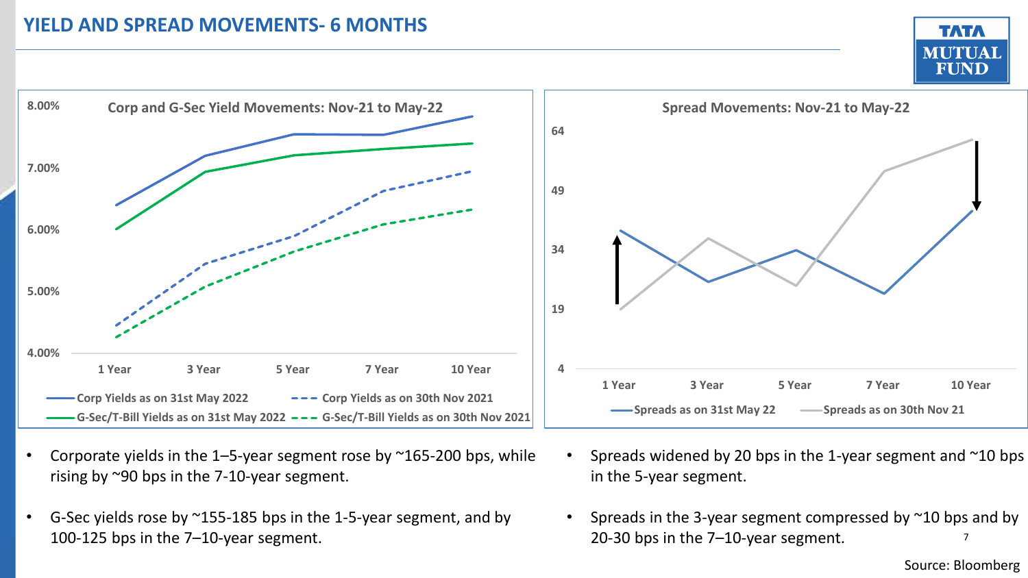# YIELD AND SPREAD MOVEMENTS- 6 MONTHS

**Corp and G-Sec Yield Movements: Nov-21 to May-22**

8.00%
7.00%
6.00%
5.00%
4.00%

1 Year | 3 Year | 5 Year | 7 Year | 10 Year

Corp Yields as on 31st May 2022 — Corp Yields as on 30th Nov 2021 — G-Sec/T-Bill Yields as on 31st May 2022 — G-Sec/T-Bill Yields as on 30th Nov 2021

**Spread Movements: Nov-21 to May-22**

64
49
34
19
4

1 Year | 3 Year | 5 Year | 7 Year | 10 Year

Spreads as on 31st May 22 — Spreads as on 30th Nov 21

- Corporate yields in the 1–5-year segment rose by ~165-200 bps, while rising by ~90 bps in the 7-10-year segment.
- G-Sec yields rose by ~155-185 bps in the 1-5-year segment, and by 100-125 bps in the 7–10-year segment.
- Spreads widened by 20 bps in the 1-year segment and ~10 bps in the 5-year segment.
- Spreads in the 3-year segment compressed by ~10 bps and by 20-30 bps in the 7–10-year segment.

Source: Bloomberg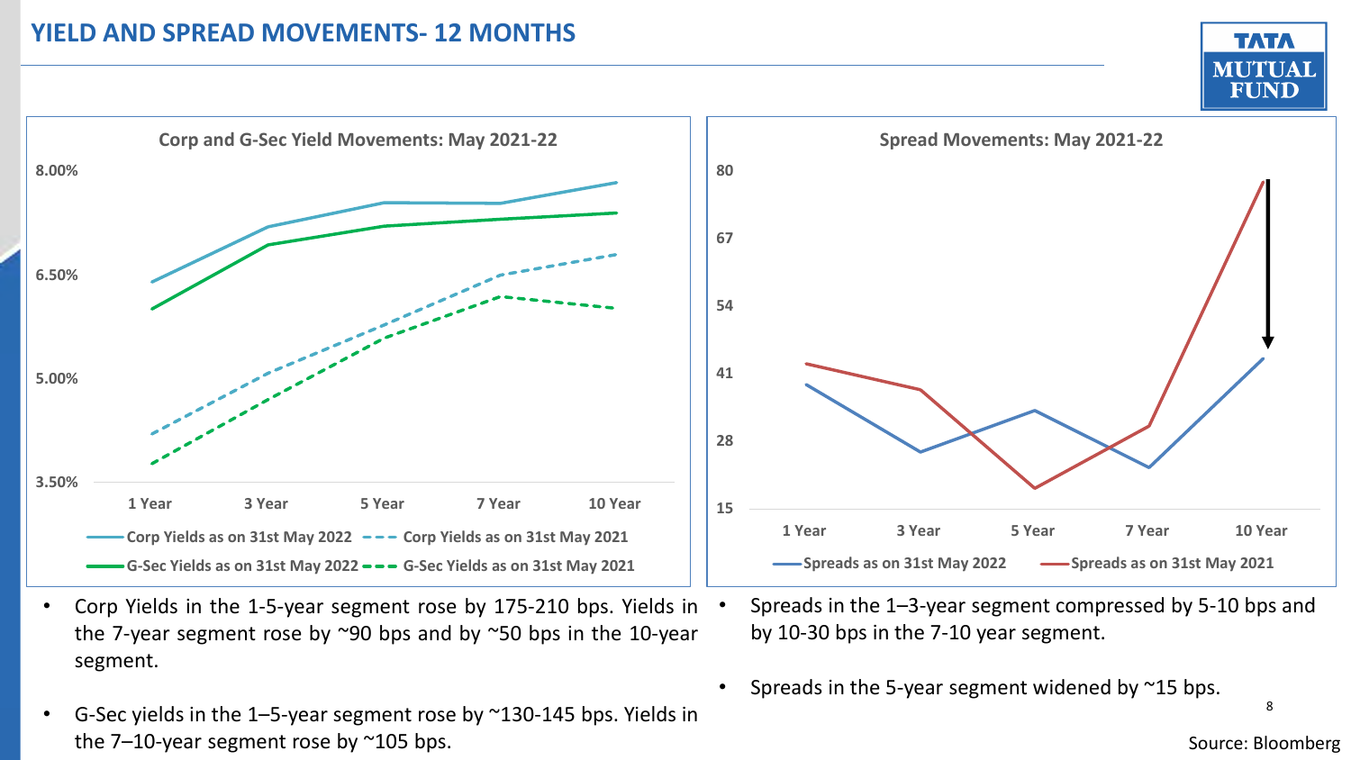# YIELD AND SPREAD MOVEMENTS- 12 MONTHS

**Corp and G-Sec Yield Movements: May 2021-22**

**Spread Movements: May 2021-22**

- Corp Yields in the 1-5-year segment rose by 175-210 bps. Yields in the 7-year segment rose by ~90 bps and by ~50 bps in the 10-year segment.
- G-Sec yields in the 1–5-year segment rose by ~130-145 bps. Yields in the 7–10-year segment rose by ~105 bps.
- Spreads in the 1–3-year segment compressed by 5-10 bps and by 10-30 bps in the 7-10 year segment.
- Spreads in the 5-year segment widened by ~15 bps.

Source: Bloomberg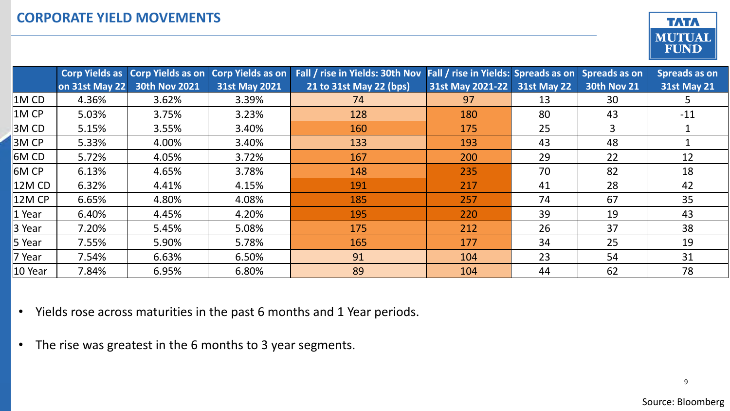## CORPORATE YIELD MOVEMENTS

| | Corp Yields as on 31st May 22 | Corp Yields as on 30th Nov 2021 | Corp Yields as on 31st May 2021 | Fall / rise in Yields: 30th Nov 21 to 31st May 22 (bps) | Fall / rise in Yields: 31st May 2021-22 | Spreads as on 31st May 22 | Spreads as on 30th Nov 21 | Spreads as on 31st May 21 |
|---|---|---|---|---|---|---|---|---|
| 1M CD | 4.36% | 3.62% | 3.39% | 74 | 97 | 13 | 30 | 5 |
| 1M CP | 5.03% | 3.75% | 3.23% | 128 | 180 | 80 | 43 | -11 |
| 3M CD | 5.15% | 3.55% | 3.40% | 160 | 175 | 25 | 3 | 1 |
| 3M CP | 5.33% | 4.00% | 3.40% | 133 | 193 | 43 | 48 | 1 |
| 6M CD | 5.72% | 4.05% | 3.72% | 167 | 200 | 29 | 22 | 12 |
| 6M CP | 6.13% | 4.65% | 3.78% | 148 | 235 | 70 | 82 | 18 |
| 12M CD | 6.32% | 4.41% | 4.15% | 191 | 217 | 41 | 28 | 42 |
| 12M CP | 6.65% | 4.80% | 4.08% | 185 | 257 | 74 | 67 | 35 |
| 1 Year | 6.40% | 4.45% | 4.20% | 195 | 220 | 39 | 19 | 43 |
| 3 Year | 7.20% | 5.45% | 5.08% | 175 | 212 | 26 | 37 | 38 |
| 5 Year | 7.55% | 5.90% | 5.78% | 165 | 177 | 34 | 25 | 19 |
| 7 Year | 7.54% | 6.63% | 6.50% | 91 | 104 | 23 | 54 | 31 |
| 10 Year | 7.84% | 6.95% | 6.80% | 89 | 104 | 44 | 62 | 78 |

- Yields rose across maturities in the past 6 months and 1 Year periods.
- The rise was greatest in the 6 months to 3 year segments.

Source: Bloomberg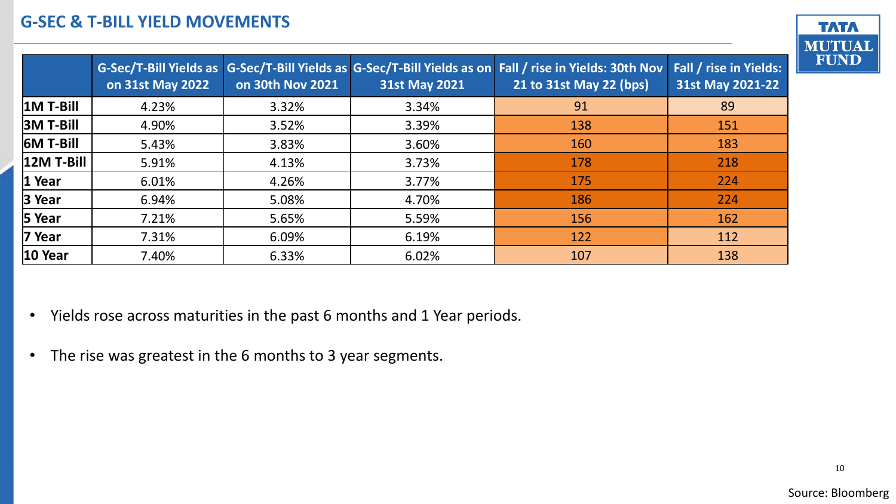## G-SEC & T-BILL YIELD MOVEMENTS

| | G-Sec/T-Bill Yields as on 31st May 2022 | G-Sec/T-Bill Yields as on 30th Nov 2021 | G-Sec/T-Bill Yields as on 31st May 2021 | Fall / rise in Yields: 30th Nov 21 to 31st May 22 (bps) | Fall / rise in Yields: 31st May 2021-22 |
|---|---|---|---|---|---|
| **1M T-Bill** | 4.23% | 3.32% | 3.34% | 91 | 89 |
| **3M T-Bill** | 4.90% | 3.52% | 3.39% | 138 | 151 |
| **6M T-Bill** | 5.43% | 3.83% | 3.60% | 160 | 183 |
| **12M T-Bill** | 5.91% | 4.13% | 3.73% | 178 | 218 |
| **1 Year** | 6.01% | 4.26% | 3.77% | 175 | 224 |
| **3 Year** | 6.94% | 5.08% | 4.70% | 186 | 224 |
| **5 Year** | 7.21% | 5.65% | 5.59% | 156 | 162 |
| **7 Year** | 7.31% | 6.09% | 6.19% | 122 | 112 |
| **10 Year** | 7.40% | 6.33% | 6.02% | 107 | 138 |

- Yields rose across maturities in the past 6 months and 1 Year periods.
- The rise was greatest in the 6 months to 3 year segments.

Source: Bloomberg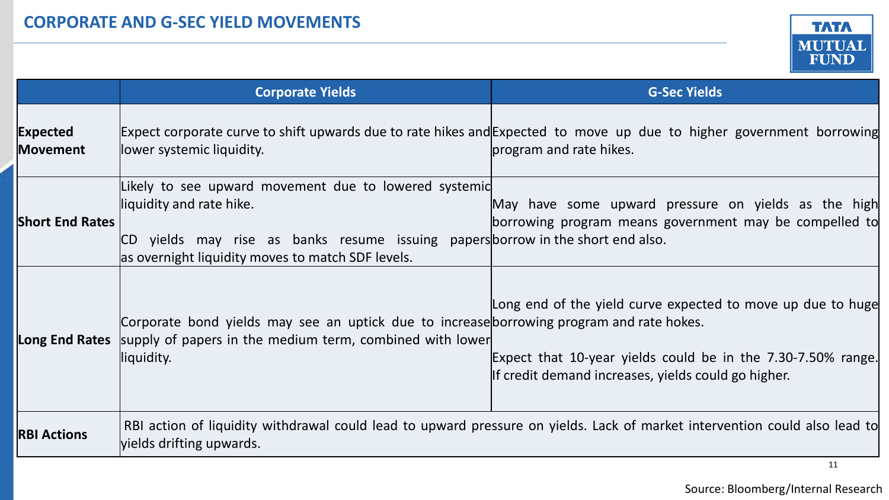## CORPORATE AND G-SEC YIELD MOVEMENTS

| | Corporate Yields | G-Sec Yields |
|---|---|---|
| **Expected Movement** | Expect corporate curve to shift upwards due to rate hikes and lower systemic liquidity. | Expected to move up due to higher government borrowing program and rate hikes. |
| **Short End Rates** | Likely to see upward movement due to lowered systemic liquidity and rate hike.<br><br>CD yields may rise as banks resume issuing papers as overnight liquidity moves to match SDF levels. | May have some upward pressure on yields as the high borrowing program means government may be compelled to borrow in the short end also. |
| **Long End Rates** | Corporate bond yields may see an uptick due to increase supply of papers in the medium term, combined with lower liquidity. | Long end of the yield curve expected to move up due to huge borrowing program and rate hokes.<br><br>Expect that 10-year yields could be in the 7.30-7.50% range. If credit demand increases, yields could go higher. |
| **RBI Actions** | RBI action of liquidity withdrawal could lead to upward pressure on yields. Lack of market intervention could also lead to yields drifting upwards. | |

Source: Bloomberg/Internal Research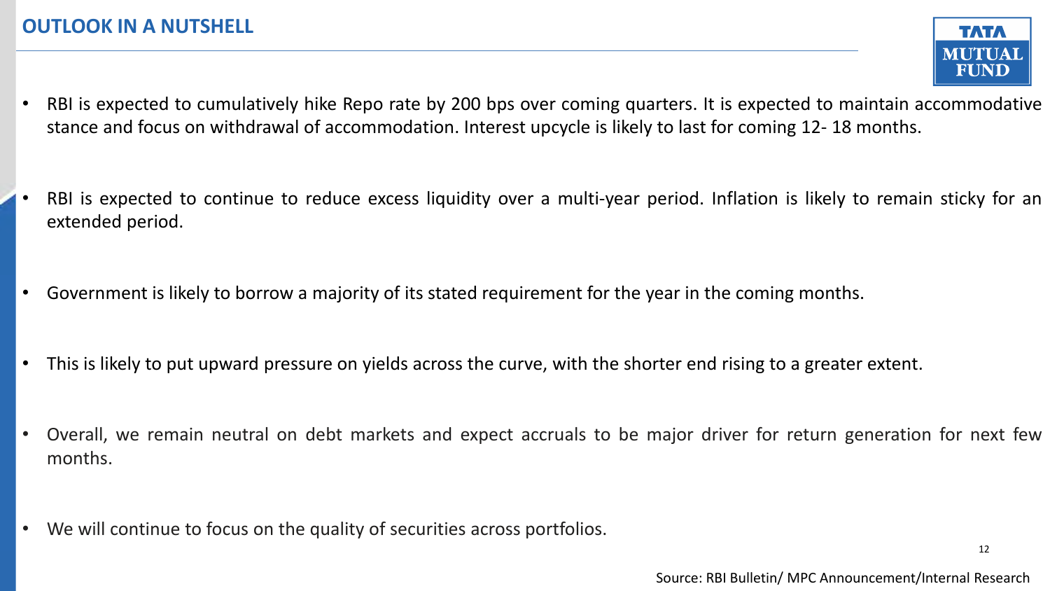# OUTLOOK IN A NUTSHELL

- RBI is expected to cumulatively hike Repo rate by 200 bps over coming quarters. It is expected to maintain accommodative stance and focus on withdrawal of accommodation. Interest upcycle is likely to last for coming 12- 18 months.

- RBI is expected to continue to reduce excess liquidity over a multi-year period. Inflation is likely to remain sticky for an extended period.

- Government is likely to borrow a majority of its stated requirement for the year in the coming months.

- This is likely to put upward pressure on yields across the curve, with the shorter end rising to a greater extent.

- Overall, we remain neutral on debt markets and expect accruals to be major driver for return generation for next few months.

- We will continue to focus on the quality of securities across portfolios.

Source: RBI Bulletin/ MPC Announcement/Internal Research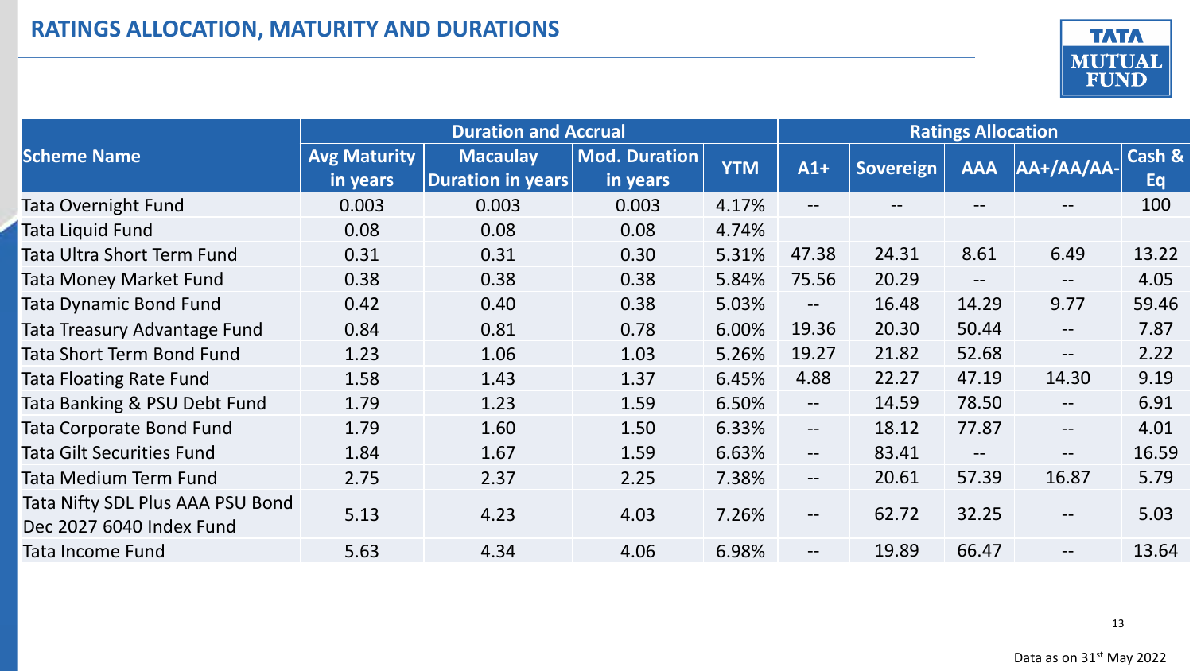# RATINGS ALLOCATION, MATURITY AND DURATIONS

| Scheme Name | Duration and Accrual | | | | Ratings Allocation | | | | |
|---|---|---|---|---|---|---|---|---|---|
| | Avg Maturity in years | Macaulay Duration in years | Mod. Duration in years | YTM | A1+ | Sovereign | AAA | AA+/AA/AA- | Cash & Eq |
| Tata Overnight Fund | 0.003 | 0.003 | 0.003 | 4.17% | -- | -- | -- | -- | 100 |
| Tata Liquid Fund | 0.08 | 0.08 | 0.08 | 4.74% | | | | | |
| Tata Ultra Short Term Fund | 0.31 | 0.31 | 0.30 | 5.31% | 47.38 | 24.31 | 8.61 | 6.49 | 13.22 |
| Tata Money Market Fund | 0.38 | 0.38 | 0.38 | 5.84% | 75.56 | 20.29 | -- | -- | 4.05 |
| Tata Dynamic Bond Fund | 0.42 | 0.40 | 0.38 | 5.03% | -- | 16.48 | 14.29 | 9.77 | 59.46 |
| Tata Treasury Advantage Fund | 0.84 | 0.81 | 0.78 | 6.00% | 19.36 | 20.30 | 50.44 | -- | 7.87 |
| Tata Short Term Bond Fund | 1.23 | 1.06 | 1.03 | 5.26% | 19.27 | 21.82 | 52.68 | -- | 2.22 |
| Tata Floating Rate Fund | 1.58 | 1.43 | 1.37 | 6.45% | 4.88 | 22.27 | 47.19 | 14.30 | 9.19 |
| Tata Banking & PSU Debt Fund | 1.79 | 1.23 | 1.59 | 6.50% | -- | 14.59 | 78.50 | -- | 6.91 |
| Tata Corporate Bond Fund | 1.79 | 1.60 | 1.50 | 6.33% | -- | 18.12 | 77.87 | -- | 4.01 |
| Tata Gilt Securities Fund | 1.84 | 1.67 | 1.59 | 6.63% | -- | 83.41 | -- | -- | 16.59 |
| Tata Medium Term Fund | 2.75 | 2.37 | 2.25 | 7.38% | -- | 20.61 | 57.39 | 16.87 | 5.79 |
| Tata Nifty SDL Plus AAA PSU Bond Dec 2027 6040 Index Fund | 5.13 | 4.23 | 4.03 | 7.26% | -- | 62.72 | 32.25 | -- | 5.03 |
| Tata Income Fund | 5.63 | 4.34 | 4.06 | 6.98% | -- | 19.89 | 66.47 | -- | 13.64 |

Data as on 31st May 2022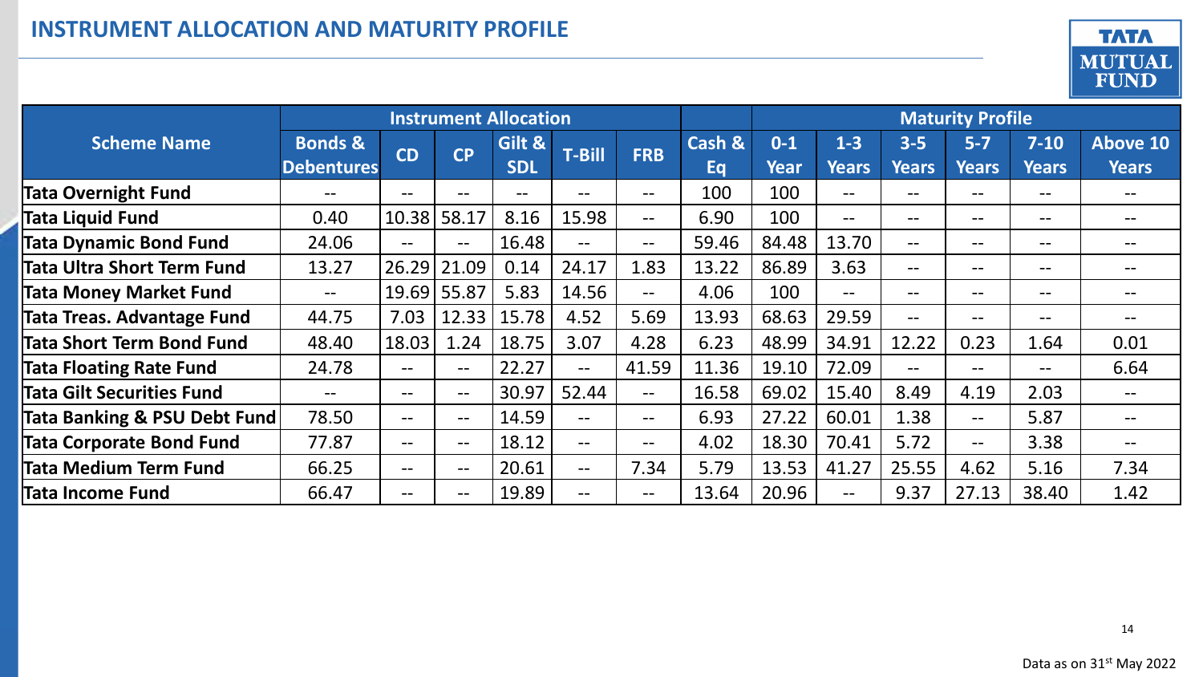# INSTRUMENT ALLOCATION AND MATURITY PROFILE

| Scheme Name | Instrument Allocation | | | | | | Cash & Eq | Maturity Profile | | | | | |
|---|---|---|---|---|---|---|---|---|---|---|---|---|---|
| | Bonds & Debentures | CD | CP | Gilt & SDL | T-Bill | FRB | | 0-1 Year | 1-3 Years | 3-5 Years | 5-7 Years | 7-10 Years | Above 10 Years |
| **Tata Overnight Fund** | -- | -- | -- | -- | -- | -- | 100 | 100 | -- | -- | -- | -- | -- |
| **Tata Liquid Fund** | 0.40 | 10.38 | 58.17 | 8.16 | 15.98 | -- | 6.90 | 100 | -- | -- | -- | -- | -- |
| **Tata Dynamic Bond Fund** | 24.06 | -- | -- | 16.48 | -- | -- | 59.46 | 84.48 | 13.70 | -- | -- | -- | -- |
| **Tata Ultra Short Term Fund** | 13.27 | 26.29 | 21.09 | 0.14 | 24.17 | 1.83 | 13.22 | 86.89 | 3.63 | -- | -- | -- | -- |
| **Tata Money Market Fund** | -- | 19.69 | 55.87 | 5.83 | 14.56 | -- | 4.06 | 100 | -- | -- | -- | -- | -- |
| **Tata Treas. Advantage Fund** | 44.75 | 7.03 | 12.33 | 15.78 | 4.52 | 5.69 | 13.93 | 68.63 | 29.59 | -- | -- | -- | -- |
| **Tata Short Term Bond Fund** | 48.40 | 18.03 | 1.24 | 18.75 | 3.07 | 4.28 | 6.23 | 48.99 | 34.91 | 12.22 | 0.23 | 1.64 | 0.01 |
| **Tata Floating Rate Fund** | 24.78 | -- | -- | 22.27 | -- | 41.59 | 11.36 | 19.10 | 72.09 | -- | -- | -- | 6.64 |
| **Tata Gilt Securities Fund** | -- | -- | -- | 30.97 | 52.44 | -- | 16.58 | 69.02 | 15.40 | 8.49 | 4.19 | 2.03 | -- |
| **Tata Banking & PSU Debt Fund** | 78.50 | -- | -- | 14.59 | -- | -- | 6.93 | 27.22 | 60.01 | 1.38 | -- | 5.87 | -- |
| **Tata Corporate Bond Fund** | 77.87 | -- | -- | 18.12 | -- | -- | 4.02 | 18.30 | 70.41 | 5.72 | -- | 3.38 | -- |
| **Tata Medium Term Fund** | 66.25 | -- | -- | 20.61 | -- | 7.34 | 5.79 | 13.53 | 41.27 | 25.55 | 4.62 | 5.16 | 7.34 |
| **Tata Income Fund** | 66.47 | -- | -- | 19.89 | -- | -- | 13.64 | 20.96 | -- | 9.37 | 27.13 | 38.40 | 1.42 |

Data as on 31st May 2022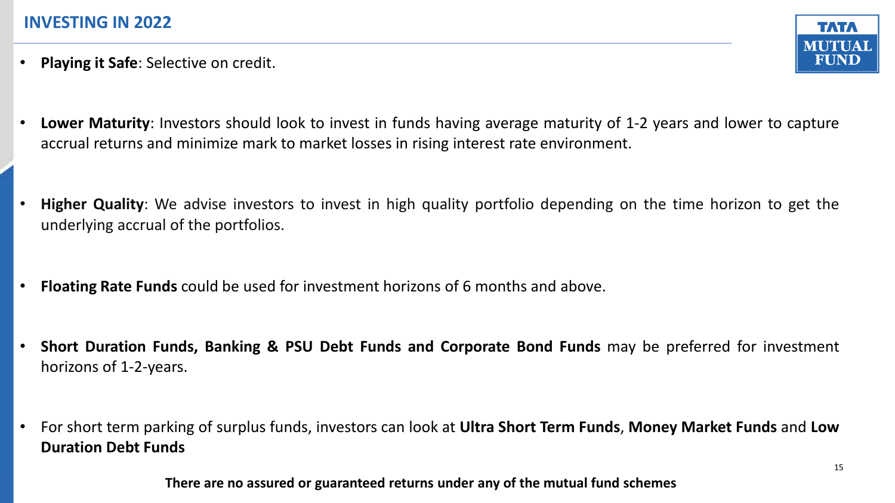## INVESTING IN 2022

- **Playing it Safe**: Selective on credit.

- **Lower Maturity**: Investors should look to invest in funds having average maturity of 1-2 years and lower to capture accrual returns and minimize mark to market losses in rising interest rate environment.

- **Higher Quality**: We advise investors to invest in high quality portfolio depending on the time horizon to get the underlying accrual of the portfolios.

- **Floating Rate Funds** could be used for investment horizons of 6 months and above.

- **Short Duration Funds, Banking & PSU Debt Funds and Corporate Bond Funds** may be preferred for investment horizons of 1-2-years.

- For short term parking of surplus funds, investors can look at **Ultra Short Term Funds**, **Money Market Funds** and **Low Duration Debt Funds**

**There are no assured or guaranteed returns under any of the mutual fund schemes**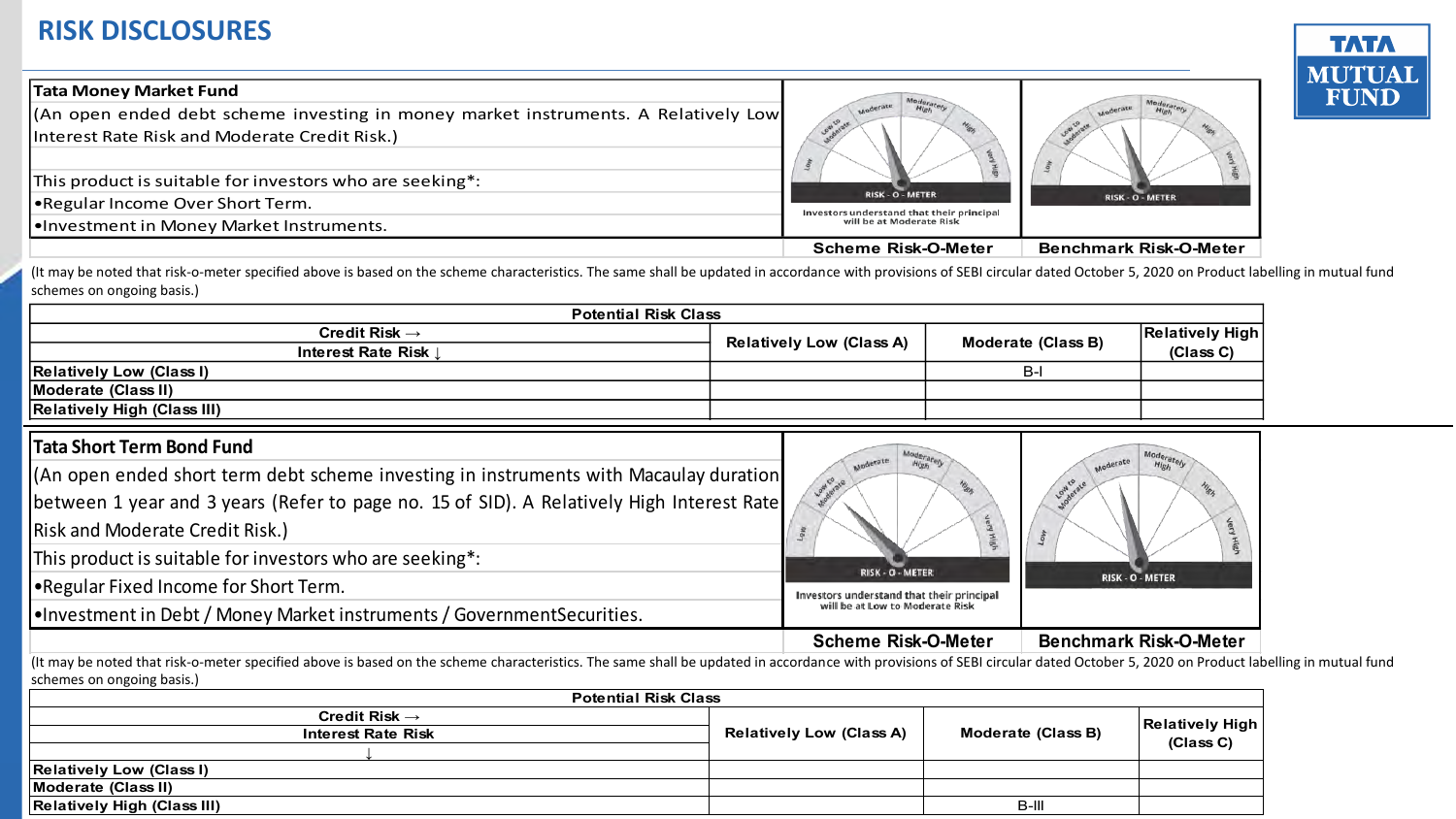# RISK DISCLOSURES

| Tata Money Market Fund | | |
|---|---|---|
| (An open ended debt scheme investing in money market instruments. A Relatively Low Interest Rate Risk and Moderate Credit Risk.) | RISK - O - METER<br>Investors understand that their principal will be at Moderate Risk | RISK - O - METER |
| This product is suitable for investors who are seeking*:<br>•Regular Income Over Short Term.<br>•Investment in Money Market Instruments. | | |
| | **Scheme Risk-O-Meter** | **Benchmark Risk-O-Meter** |

(It may be noted that risk-o-meter specified above is based on the scheme characteristics. The same shall be updated in accordance with provisions of SEBI circular dated October 5, 2020 on Product labelling in mutual fund schemes on ongoing basis.)

| **Potential Risk Class** | | | |
|---|---|---|---|
| **Credit Risk →**<br>**Interest Rate Risk ↓** | **Relatively Low (Class A)** | **Moderate (Class B)** | **Relatively High (Class C)** |
| **Relatively Low (Class I)** | | B-I | |
| **Moderate (Class II)** | | | |
| **Relatively High (Class III)** | | | |

| Tata Short Term Bond Fund | | |
|---|---|---|
| (An open ended short term debt scheme investing in instruments with Macaulay duration between 1 year and 3 years (Refer to page no. 15 of SID). A Relatively High Interest Rate Risk and Moderate Credit Risk.) | RISK - O - METER<br>Investors understand that their principal will be at Low to Moderate Risk | RISK - O - METER |
| This product is suitable for investors who are seeking*:<br>•Regular Fixed Income for Short Term.<br>•Investment in Debt / Money Market instruments / GovernmentSecurities. | | |
| | **Scheme Risk-O-Meter** | **Benchmark Risk-O-Meter** |

(It may be noted that risk-o-meter specified above is based on the scheme characteristics. The same shall be updated in accordance with provisions of SEBI circular dated October 5, 2020 on Product labelling in mutual fund schemes on ongoing basis.)

| **Potential Risk Class** | | | |
|---|---|---|---|
| **Credit Risk →**<br>**Interest Rate Risk ↓** | **Relatively Low (Class A)** | **Moderate (Class B)** | **Relatively High (Class C)** |
| **Relatively Low (Class I)** | | | |
| **Moderate (Class II)** | | | |
| **Relatively High (Class III)** | | B-III | |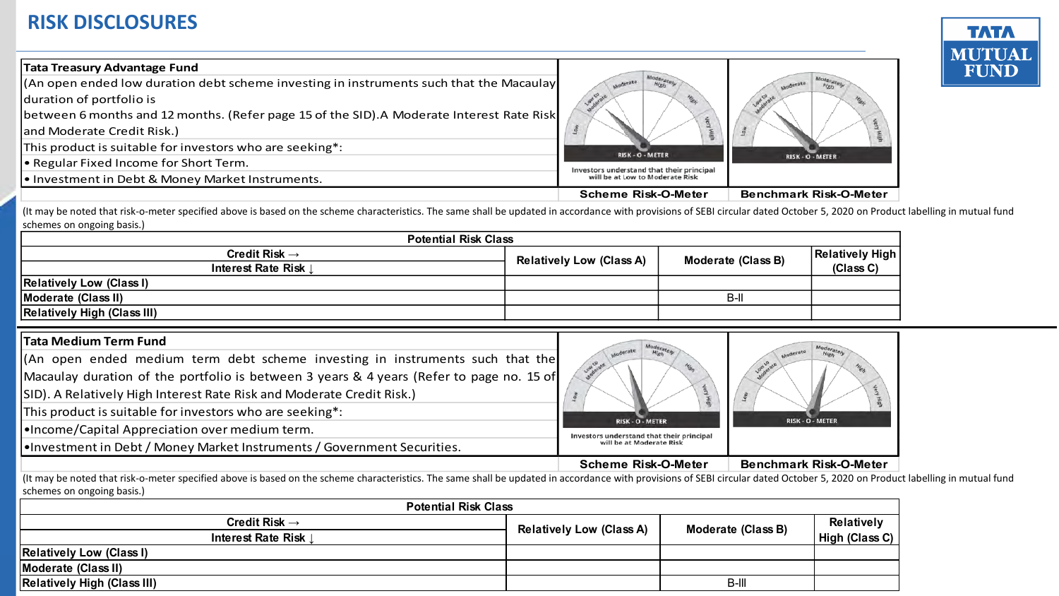# RISK DISCLOSURES

| Tata Treasury Advantage Fund | Scheme Risk-O-Meter | Benchmark Risk-O-Meter |
|---|---|---|
| (An open ended low duration debt scheme investing in instruments such that the Macaulay duration of portfolio is between 6 months and 12 months. (Refer page 15 of the SID).A Moderate Interest Rate Risk and Moderate Credit Risk.)<br>This product is suitable for investors who are seeking*:<br>• Regular Fixed Income for Short Term.<br>• Investment in Debt & Money Market Instruments. | Investors understand that their principal will be at Low to Moderate Risk | |

(It may be noted that risk-o-meter specified above is based on the scheme characteristics. The same shall be updated in accordance with provisions of SEBI circular dated October 5, 2020 on Product labelling in mutual fund schemes on ongoing basis.)

| Potential Risk Class | | | |
|---|---|---|---|
| Credit Risk →<br>Interest Rate Risk ↓ | Relatively Low (Class A) | Moderate (Class B) | Relatively High (Class C) |
| Relatively Low (Class I) | | | |
| Moderate (Class II) | | B-II | |
| Relatively High (Class III) | | | |

| Tata Medium Term Fund | Scheme Risk-O-Meter | Benchmark Risk-O-Meter |
|---|---|---|
| (An open ended medium term debt scheme investing in instruments such that the Macaulay duration of the portfolio is between 3 years & 4 years (Refer to page no. 15 of SID). A Relatively High Interest Rate Risk and Moderate Credit Risk.)<br>This product is suitable for investors who are seeking*:<br>•Income/Capital Appreciation over medium term.<br>•Investment in Debt / Money Market Instruments / Government Securities. | Investors understand that their principal will be at Moderate Risk | |

(It may be noted that risk-o-meter specified above is based on the scheme characteristics. The same shall be updated in accordance with provisions of SEBI circular dated October 5, 2020 on Product labelling in mutual fund schemes on ongoing basis.)

| Potential Risk Class | | | |
|---|---|---|---|
| Credit Risk →<br>Interest Rate Risk ↓ | Relatively Low (Class A) | Moderate (Class B) | Relatively High (Class C) |
| Relatively Low (Class I) | | | |
| Moderate (Class II) | | | |
| Relatively High (Class III) | | B-III | |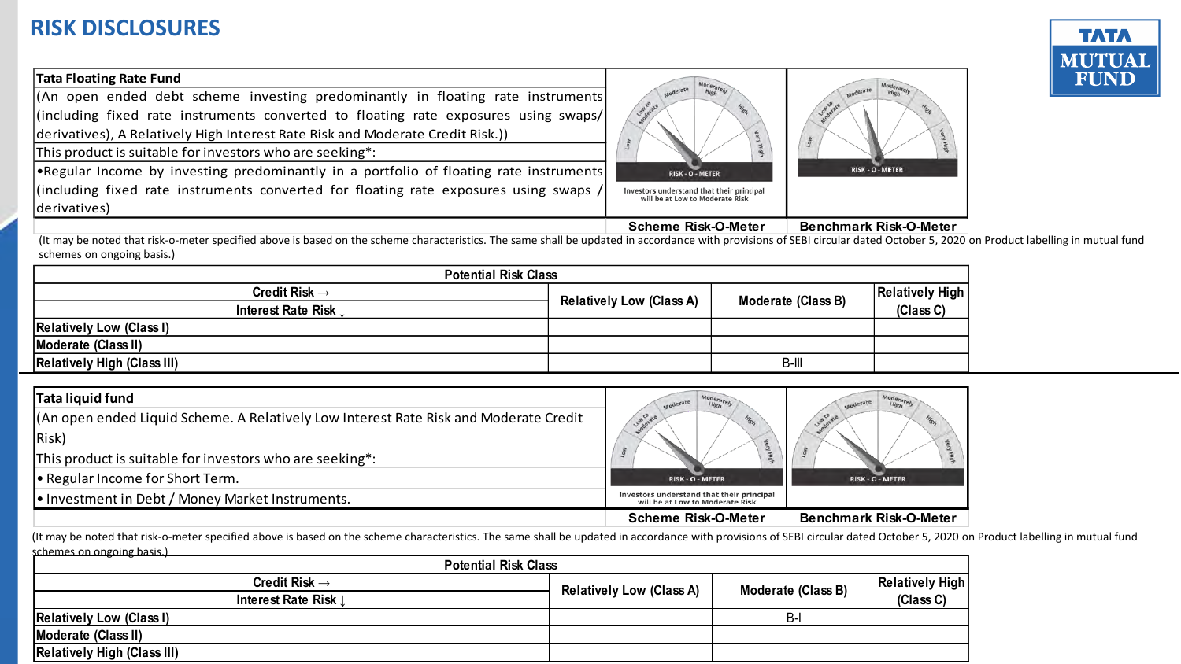# RISK DISCLOSURES

| Tata Floating Rate Fund | | |
|---|---|---|
| (An open ended debt scheme investing predominantly in floating rate instruments (including fixed rate instruments converted to floating rate exposures using swaps/ derivatives), A Relatively High Interest Rate Risk and Moderate Credit Risk.)) | Investors understand that their principal will be at Low to Moderate Risk | |
| This product is suitable for investors who are seeking*: | | |
| •Regular Income by investing predominantly in a portfolio of floating rate instruments (including fixed rate instruments converted for floating rate exposures using swaps / derivatives) | | |
| | Scheme Risk-O-Meter | Benchmark Risk-O-Meter |

(It may be noted that risk-o-meter specified above is based on the scheme characteristics. The same shall be updated in accordance with provisions of SEBI circular dated October 5, 2020 on Product labelling in mutual fund schemes on ongoing basis.)

| Potential Risk Class | | | |
|---|---|---|---|
| Credit Risk → / Interest Rate Risk ↓ | Relatively Low (Class A) | Moderate (Class B) | Relatively High (Class C) |
| Relatively Low (Class I) | | | |
| Moderate (Class II) | | | |
| Relatively High (Class III) | | B-III | |

| Tata liquid fund | | |
|---|---|---|
| (An open ended Liquid Scheme. A Relatively Low Interest Rate Risk and Moderate Credit Risk) | Investors understand that their principal will be at Low to Moderate Risk | |
| This product is suitable for investors who are seeking*: | | |
| • Regular Income for Short Term. | | |
| • Investment in Debt / Money Market Instruments. | | |
| | Scheme Risk-O-Meter | Benchmark Risk-O-Meter |

(It may be noted that risk-o-meter specified above is based on the scheme characteristics. The same shall be updated in accordance with provisions of SEBI circular dated October 5, 2020 on Product labelling in mutual fund schemes on ongoing basis.)

| Potential Risk Class | | | |
|---|---|---|---|
| Credit Risk → / Interest Rate Risk ↓ | Relatively Low (Class A) | Moderate (Class B) | Relatively High (Class C) |
| Relatively Low (Class I) | | B-I | |
| Moderate (Class II) | | | |
| Relatively High (Class III) | | | |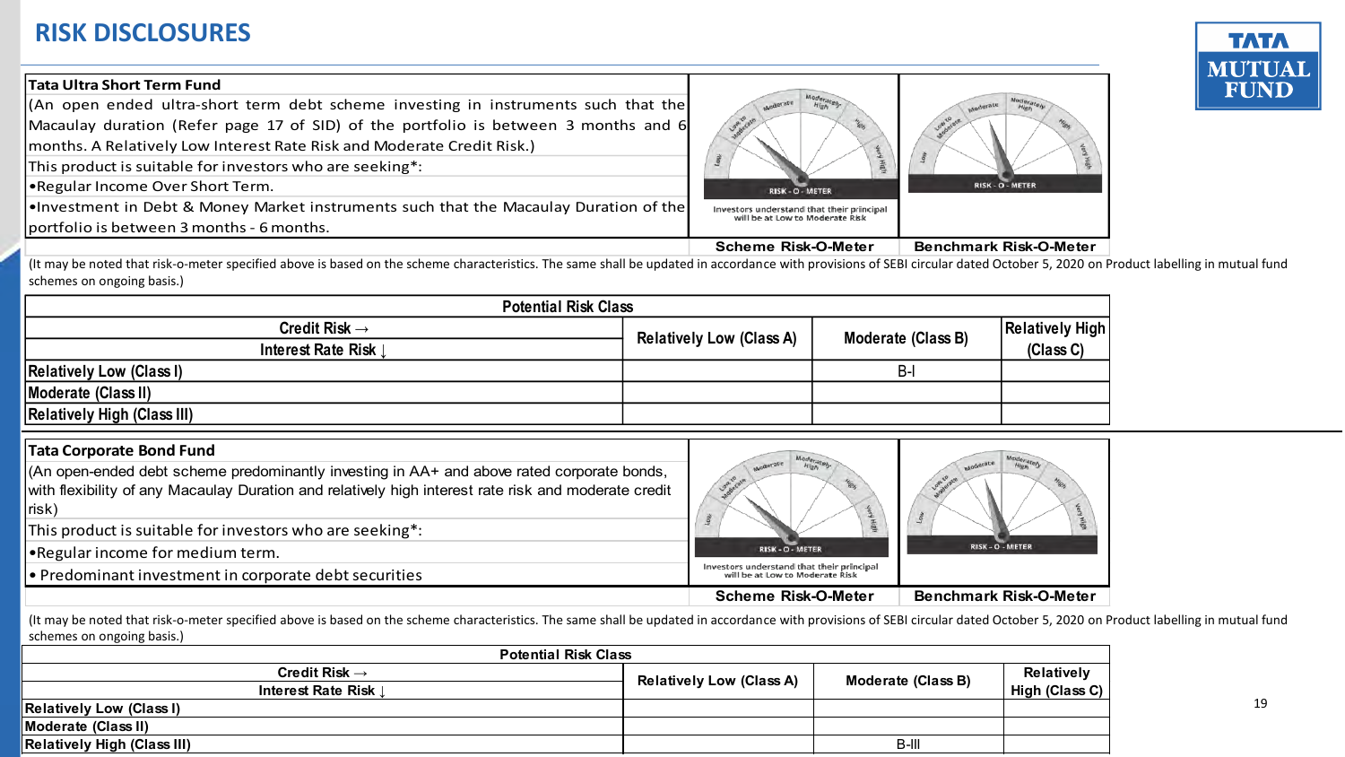# RISK DISCLOSURES

**Tata Ultra Short Term Fund**

(An open ended ultra-short term debt scheme investing in instruments such that the Macaulay duration (Refer page 17 of SID) of the portfolio is between 3 months and 6 months. A Relatively Low Interest Rate Risk and Moderate Credit Risk.)

This product is suitable for investors who are seeking*:

- Regular Income Over Short Term.
- Investment in Debt & Money Market instruments such that the Macaulay Duration of the portfolio is between 3 months - 6 months.

Investors understand that their principal will be at Low to Moderate Risk

**Scheme Risk-O-Meter** | **Benchmark Risk-O-Meter**

(It may be noted that risk-o-meter specified above is based on the scheme characteristics. The same shall be updated in accordance with provisions of SEBI circular dated October 5, 2020 on Product labelling in mutual fund schemes on ongoing basis.)

| Potential Risk Class | | | |
|---|---|---|---|
| Credit Risk → / Interest Rate Risk ↓ | Relatively Low (Class A) | Moderate (Class B) | Relatively High (Class C) |
| Relatively Low (Class I) | | B-I | |
| Moderate (Class II) | | | |
| Relatively High (Class III) | | | |

**Tata Corporate Bond Fund**

(An open-ended debt scheme predominantly investing in AA+ and above rated corporate bonds, with flexibility of any Macaulay Duration and relatively high interest rate risk and moderate credit risk)

This product is suitable for investors who are seeking*:

- Regular income for medium term.
- Predominant investment in corporate debt securities

Investors understand that their principal will be at Low to Moderate Risk

**Scheme Risk-O-Meter** | **Benchmark Risk-O-Meter**

(It may be noted that risk-o-meter specified above is based on the scheme characteristics. The same shall be updated in accordance with provisions of SEBI circular dated October 5, 2020 on Product labelling in mutual fund schemes on ongoing basis.)

| Potential Risk Class | | | |
|---|---|---|---|
| Credit Risk → / Interest Rate Risk ↓ | Relatively Low (Class A) | Moderate (Class B) | Relatively High (Class C) |
| Relatively Low (Class I) | | | |
| Moderate (Class II) | | | |
| Relatively High (Class III) | | B-III | |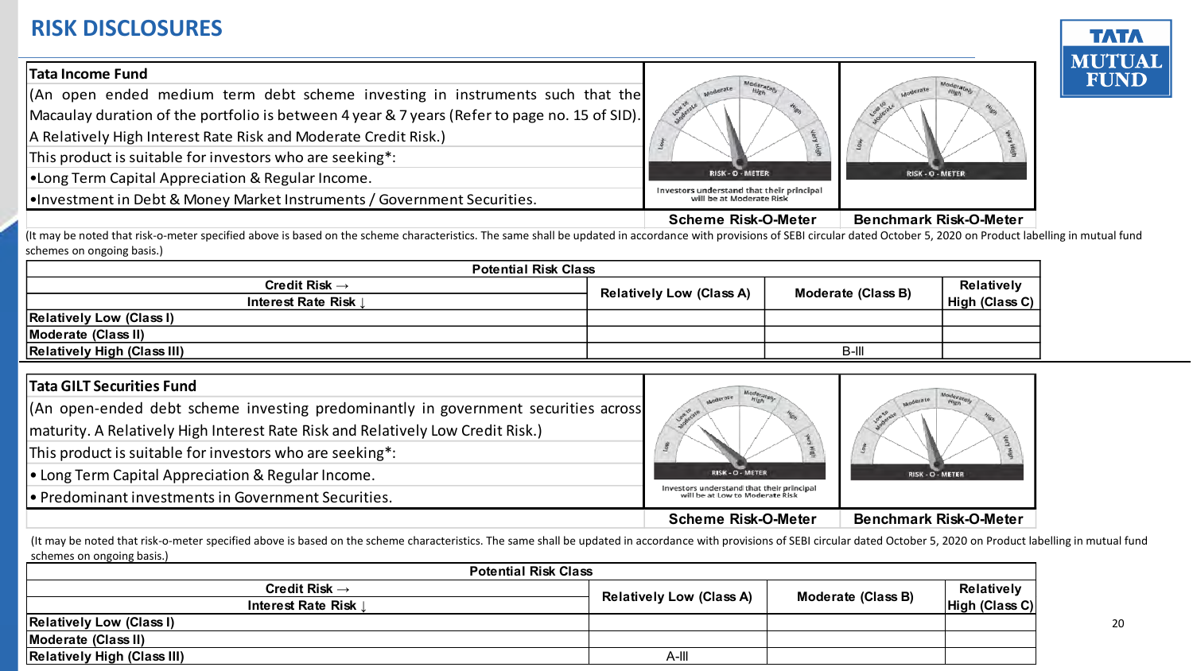# RISK DISCLOSURES

| Tata Income Fund | | |
|---|---|---|
| (An open ended medium term debt scheme investing in instruments such that the Macaulay duration of the portfolio is between 4 year & 7 years (Refer to page no. 15 of SID). A Relatively High Interest Rate Risk and Moderate Credit Risk.) | | |
| This product is suitable for investors who are seeking*: | | |
| •Long Term Capital Appreciation & Regular Income. | | |
| •Investment in Debt & Money Market Instruments / Government Securities. | Investors understand that their principal will be at Moderate Risk | |
| | **Scheme Risk-O-Meter** | **Benchmark Risk-O-Meter** |

(It may be noted that risk-o-meter specified above is based on the scheme characteristics. The same shall be updated in accordance with provisions of SEBI circular dated October 5, 2020 on Product labelling in mutual fund schemes on ongoing basis.)

| **Potential Risk Class** | | | |
|---|---|---|---|
| **Credit Risk →** / **Interest Rate Risk ↓** | **Relatively Low (Class A)** | **Moderate (Class B)** | **Relatively High (Class C)** |
| **Relatively Low (Class I)** | | | |
| **Moderate (Class II)** | | | |
| **Relatively High (Class III)** | | B-III | |

| Tata GILT Securities Fund | | |
|---|---|---|
| (An open-ended debt scheme investing predominantly in government securities across maturity. A Relatively High Interest Rate Risk and Relatively Low Credit Risk.) | | |
| This product is suitable for investors who are seeking*: | | |
| • Long Term Capital Appreciation & Regular Income. | | |
| • Predominant investments in Government Securities. | Investors understand that their principal will be at Low to Moderate Risk | |
| | **Scheme Risk-O-Meter** | **Benchmark Risk-O-Meter** |

(It may be noted that risk-o-meter specified above is based on the scheme characteristics. The same shall be updated in accordance with provisions of SEBI circular dated October 5, 2020 on Product labelling in mutual fund schemes on ongoing basis.)

| **Potential Risk Class** | | | |
|---|---|---|---|
| **Credit Risk →** / **Interest Rate Risk ↓** | **Relatively Low (Class A)** | **Moderate (Class B)** | **Relatively High (Class C)** |
| **Relatively Low (Class I)** | | | |
| **Moderate (Class II)** | | | |
| **Relatively High (Class III)** | A-III | | |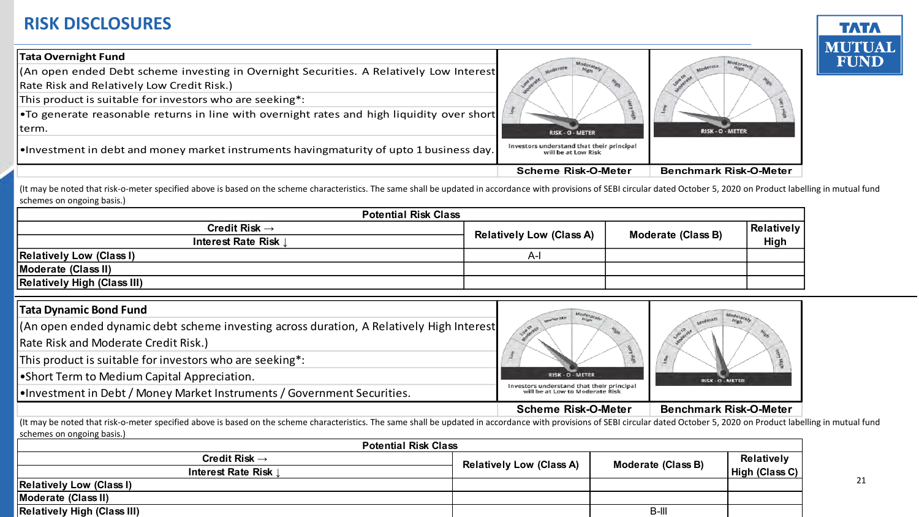# RISK DISCLOSURES

## Tata Overnight Fund

(An open ended Debt scheme investing in Overnight Securities. A Relatively Low Interest Rate Risk and Relatively Low Credit Risk.)

This product is suitable for investors who are seeking*:

- To generate reasonable returns in line with overnight rates and high liquidity over short term.
- Investment in debt and money market instruments havingmaturity of upto 1 business day.

Investors understand that their principal will be at Low Risk

Scheme Risk-O-Meter | Benchmark Risk-O-Meter

(It may be noted that risk-o-meter specified above is based on the scheme characteristics. The same shall be updated in accordance with provisions of SEBI circular dated October 5, 2020 on Product labelling in mutual fund schemes on ongoing basis.)

| Potential Risk Class | | | |
|---|---|---|---|
| Credit Risk → / Interest Rate Risk ↓ | Relatively Low (Class A) | Moderate (Class B) | Relatively High |
| Relatively Low (Class I) | A-I | | |
| Moderate (Class II) | | | |
| Relatively High (Class III) | | | |

## Tata Dynamic Bond Fund

(An open ended dynamic debt scheme investing across duration, A Relatively High Interest Rate Risk and Moderate Credit Risk.)

This product is suitable for investors who are seeking*:

- Short Term to Medium Capital Appreciation.
- Investment in Debt / Money Market Instruments / Government Securities.

Investors understand that their principal will be at Low to Moderate Risk

Scheme Risk-O-Meter | Benchmark Risk-O-Meter

(It may be noted that risk-o-meter specified above is based on the scheme characteristics. The same shall be updated in accordance with provisions of SEBI circular dated October 5, 2020 on Product labelling in mutual fund schemes on ongoing basis.)

| Potential Risk Class | | | |
|---|---|---|---|
| Credit Risk → / Interest Rate Risk ↓ | Relatively Low (Class A) | Moderate (Class B) | Relatively High (Class C) |
| Relatively Low (Class I) | | | |
| Moderate (Class II) | | | |
| Relatively High (Class III) | | B-III | |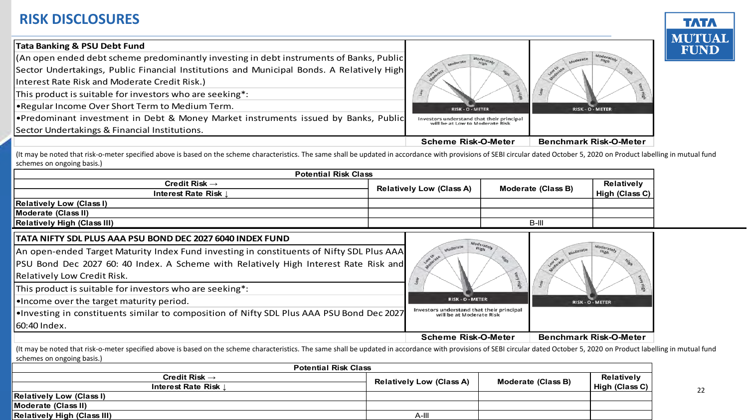# RISK DISCLOSURES

| Tata Banking & PSU Debt Fund | | |
|---|---|---|
| (An open ended debt scheme predominantly investing in debt instruments of Banks, Public Sector Undertakings, Public Financial Institutions and Municipal Bonds. A Relatively High Interest Rate Risk and Moderate Credit Risk.) | RISK - O - METER<br>Investors understand that their principal will be at Low to Moderate Risk | RISK - O - METER |
| This product is suitable for investors who are seeking*: | | |
| •Regular Income Over Short Term to Medium Term. | | |
| •Predominant investment in Debt & Money Market instruments issued by Banks, Public Sector Undertakings & Financial Institutions. | | |
| | **Scheme Risk-O-Meter** | **Benchmark Risk-O-Meter** |

(It may be noted that risk-o-meter specified above is based on the scheme characteristics. The same shall be updated in accordance with provisions of SEBI circular dated October 5, 2020 on Product labelling in mutual fund schemes on ongoing basis.)

| **Potential Risk Class** | | | |
|---|---|---|---|
| **Credit Risk →**<br>**Interest Rate Risk ↓** | **Relatively Low (Class A)** | **Moderate (Class B)** | **Relatively High (Class C)** |
| **Relatively Low (Class I)** | | | |
| **Moderate (Class II)** | | | |
| **Relatively High (Class III)** | | B-III | |

| TATA NIFTY SDL PLUS AAA PSU BOND DEC 2027 6040 INDEX FUND | | |
|---|---|---|
| An open-ended Target Maturity Index Fund investing in constituents of Nifty SDL Plus AAA PSU Bond Dec 2027 60: 40 Index. A Scheme with Relatively High Interest Rate Risk and Relatively Low Credit Risk. | RISK - O - METER<br>Investors understand that their principal will be at Moderate Risk | RISK - O - METER |
| This product is suitable for investors who are seeking*: | | |
| •Income over the target maturity period. | | |
| •Investing in constituents similar to composition of Nifty SDL Plus AAA PSU Bond Dec 2027 60:40 Index. | | |
| | **Scheme Risk-O-Meter** | **Benchmark Risk-O-Meter** |

(It may be noted that risk-o-meter specified above is based on the scheme characteristics. The same shall be updated in accordance with provisions of SEBI circular dated October 5, 2020 on Product labelling in mutual fund schemes on ongoing basis.)

| **Potential Risk Class** | | | |
|---|---|---|---|
| **Credit Risk →**<br>**Interest Rate Risk ↓** | **Relatively Low (Class A)** | **Moderate (Class B)** | **Relatively High (Class C)** |
| **Relatively Low (Class I)** | | | |
| **Moderate (Class II)** | | | |
| **Relatively High (Class III)** | A-III | | |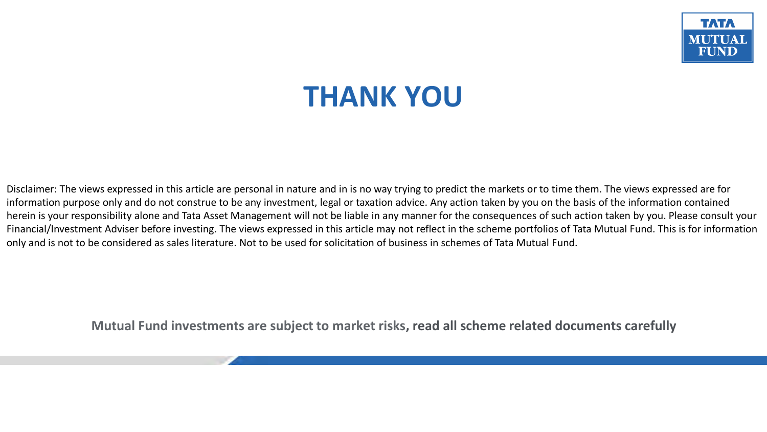# THANK YOU

Disclaimer: The views expressed in this article are personal in nature and in is no way trying to predict the markets or to time them. The views expressed are for information purpose only and do not construe to be any investment, legal or taxation advice. Any action taken by you on the basis of the information contained herein is your responsibility alone and Tata Asset Management will not be liable in any manner for the consequences of such action taken by you. Please consult your Financial/Investment Adviser before investing. The views expressed in this article may not reflect in the scheme portfolios of Tata Mutual Fund. This is for information only and is not to be considered as sales literature. Not to be used for solicitation of business in schemes of Tata Mutual Fund.

**Mutual Fund investments are subject to market risks, read all scheme related documents carefully**